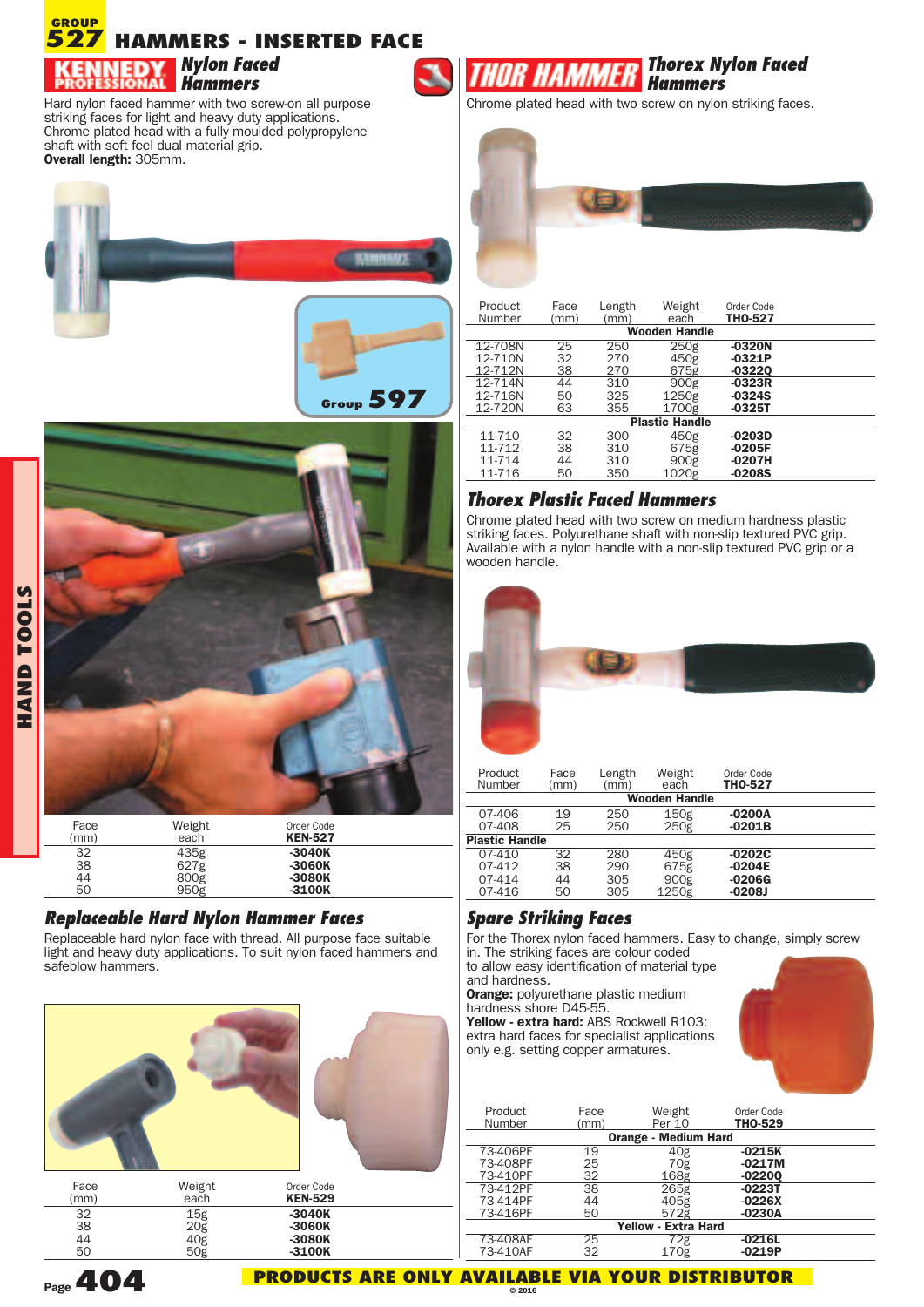# GROUP 527 HAMMERS - INSERTED FACE

## KENNEDY PROFESSIONAL Nylon Faced Hammers

Hard nylon faced hammer with two screw-on all purpose striking faces for light and heavy duty applications. Chrome plated head with a fully moulded polypropylene shaft with soft feel dual material grip.
**Overall length:** 305mm.

Group 597

| Face (mm) | Weight each | Order Code KEN-527 |
|---|---|---|
| 32 | 435g | -3040K |
| 38 | 627g | -3060K |
| 44 | 800g | -3080K |
| 50 | 950g | -3100K |

## Replaceable Hard Nylon Hammer Faces

Replaceable hard nylon face with thread. All purpose face suitable light and heavy duty applications. To suit nylon faced hammers and safeblow hammers.

| Face (mm) | Weight each | Order Code KEN-529 |
|---|---|---|
| 32 | 15g | -3040K |
| 38 | 20g | -3060K |
| 44 | 40g | -3080K |
| 50 | 50g | -3100K |

## THOR HAMMER Thorex Nylon Faced Hammers

Chrome plated head with two screw on nylon striking faces.

| Product Number | Face (mm) | Length (mm) | Weight each | Order Code THO-527 |
|---|---|---|---|---|
| **Wooden Handle** | | | | |
| 12-708N | 25 | 250 | 250g | -0320N |
| 12-710N | 32 | 270 | 450g | -0321P |
| 12-712N | 38 | 270 | 675g | -0322Q |
| 12-714N | 44 | 310 | 900g | -0323R |
| 12-716N | 50 | 325 | 1250g | -0324S |
| 12-720N | 63 | 355 | 1700g | -0325T |
| **Plastic Handle** | | | | |
| 11-710 | 32 | 300 | 450g | -0203D |
| 11-712 | 38 | 310 | 675g | -0205F |
| 11-714 | 44 | 310 | 900g | -0207H |
| 11-716 | 50 | 350 | 1020g | -0208S |

## Thorex Plastic Faced Hammers

Chrome plated head with two screw on medium hardness plastic striking faces. Polyurethane shaft with non-slip textured PVC grip. Available with a nylon handle with a non-slip textured PVC grip or a wooden handle.

| Product Number | Face (mm) | Length (mm) | Weight each | Order Code THO-527 |
|---|---|---|---|---|
| **Wooden Handle** | | | | |
| 07-406 | 19 | 250 | 150g | -0200A |
| 07-408 | 25 | 250 | 250g | -0201B |
| **Plastic Handle** | | | | |
| 07-410 | 32 | 280 | 450g | -0202C |
| 07-412 | 38 | 290 | 675g | -0204E |
| 07-414 | 44 | 305 | 900g | -0206G |
| 07-416 | 50 | 305 | 1250g | -0208J |

## Spare Striking Faces

For the Thorex nylon faced hammers. Easy to change, simply screw in. The striking faces are colour coded to allow easy identification of material type and hardness.
**Orange:** polyurethane plastic medium hardness shore D45-55.
**Yellow - extra hard:** ABS Rockwell R103: extra hard faces for specialist applications only e.g. setting copper armatures.

| Product Number | Face (mm) | Weight Per 10 | Order Code THO-529 |
|---|---|---|---|
| **Orange - Medium Hard** | | | |
| 73-406PF | 19 | 40g | -0215K |
| 73-408PF | 25 | 70g | -0217M |
| 73-410PF | 32 | 168g | -0220Q |
| 73-412PF | 38 | 265g | -0223T |
| 73-414PF | 44 | 405g | -0226X |
| 73-416PF | 50 | 572g | -0230A |
| **Yellow - Extra Hard** | | | |
| 73-408AF | 25 | 72g | -0216L |
| 73-410AF | 32 | 170g | -0219P |

PRODUCTS ARE ONLY AVAILABLE VIA YOUR DISTRIBUTOR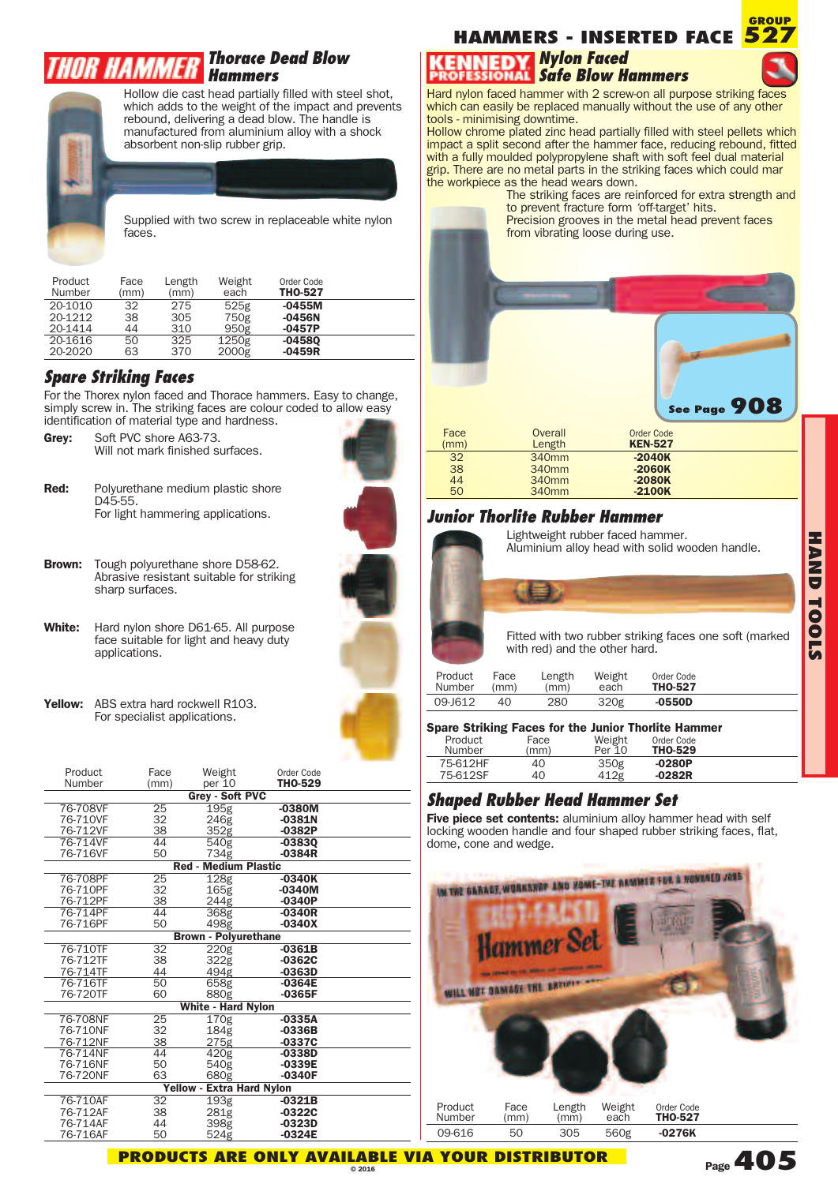# HAMMERS - INSERTED FACE

## THOR HAMMER Thorace Dead Blow Hammers

Hollow die cast head partially filled with steel shot, which adds to the weight of the impact and prevents rebound, delivering a dead blow. The handle is manufactured from aluminium alloy with a shock absorbent non-slip rubber grip.

Supplied with two screw in replaceable white nylon faces.

| Product Number | Face (mm) | Length (mm) | Weight each | Order Code THO-527 |
|---|---|---|---|---|
| 20-1010 | 32 | 275 | 525g | -0455M |
| 20-1212 | 38 | 305 | 750g | -0456N |
| 20-1414 | 44 | 310 | 950g | -0457P |
| 20-1616 | 50 | 325 | 1250g | -0458Q |
| 20-2020 | 63 | 370 | 2000g | -0459R |

## Spare Striking Faces

For the Thorex nylon faced and Thorace hammers. Easy to change, simply screw in. The striking faces are colour coded to allow easy identification of material type and hardness.

**Grey:** Soft PVC shore A63-73. Will not mark finished surfaces.

**Red:** Polyurethane medium plastic shore D45-55. For light hammering applications.

**Brown:** Tough polyurethane shore D58-62. Abrasive resistant suitable for striking sharp surfaces.

**White:** Hard nylon shore D61-65. All purpose face suitable for light and heavy duty applications.

**Yellow:** ABS extra hard rockwell R103. For specialist applications.

| Product Number | Face (mm) | Weight per 10 | Order Code THO-529 |
|---|---|---|---|
| | **Grey - Soft PVC** | | |
| 76-708VF | 25 | 195g | -0380M |
| 76-710VF | 32 | 246g | -0381N |
| 76-712VF | 38 | 352g | -0382P |
| 76-714VF | 44 | 540g | -0383Q |
| 76-716VF | 50 | 734g | -0384R |
| | **Red - Medium Plastic** | | |
| 76-708PF | 25 | 128g | -0340K |
| 76-710PF | 32 | 165g | -0340M |
| 76-712PF | 38 | 244g | -0340P |
| 76-714PF | 44 | 368g | -0340R |
| 76-716PF | 50 | 498g | -0340X |
| | **Brown - Polyurethane** | | |
| 76-710TF | 32 | 220g | -0361B |
| 76-712TF | 38 | 322g | -0362C |
| 76-714TF | 44 | 494g | -0363D |
| 76-716TF | 50 | 658g | -0364E |
| 76-720TF | 60 | 880g | -0365F |
| | **White - Hard Nylon** | | |
| 76-708NF | 25 | 170g | -0335A |
| 76-710NF | 32 | 184g | -0336B |
| 76-712NF | 38 | 275g | -0337C |
| 76-714NF | 44 | 420g | -0338D |
| 76-716NF | 50 | 540g | -0339E |
| 76-720NF | 63 | 680g | -0340F |
| | **Yellow - Extra Hard Nylon** | | |
| 76-710AF | 32 | 193g | -0321B |
| 76-712AF | 38 | 281g | -0322C |
| 76-714AF | 44 | 398g | -0323D |
| 76-716AF | 50 | 524g | -0324E |

## KENNEDY PROFESSIONAL Nylon Faced Safe Blow Hammers

Hard nylon faced hammer with 2 screw-on all purpose striking faces which can easily be replaced manually without the use of any other tools - minimising downtime.

Hollow chrome plated zinc head partially filled with steel pellets which impact a split second after the hammer face, reducing rebound, fitted with a fully moulded polypropylene shaft with soft feel dual material grip. There are no metal parts in the striking faces which could mar the workpiece as the head wears down.

The striking faces are reinforced for extra strength and to prevent fracture form 'off-target' hits.

Precision grooves in the metal head prevent faces from vibrating loose during use.

See Page 908

| Face (mm) | Overall Length | Order Code KEN-527 |
|---|---|---|
| 32 | 340mm | -2040K |
| 38 | 340mm | -2060K |
| 44 | 340mm | -2080K |
| 50 | 340mm | -2100K |

## Junior Thorlite Rubber Hammer

Lightweight rubber faced hammer. Aluminium alloy head with solid wooden handle.

Fitted with two rubber striking faces one soft (marked with red) and the other hard.

| Product Number | Face (mm) | Length (mm) | Weight each | Order Code THO-527 |
|---|---|---|---|---|
| 09-J612 | 40 | 280 | 320g | -0550D |

### Spare Striking Faces for the Junior Thorlite Hammer

| Product Number | Face (mm) | Weight Per 10 | Order Code THO-529 |
|---|---|---|---|
| 75-612HF | 40 | 350g | -0280P |
| 75-612SF | 40 | 412g | -0282R |

## Shaped Rubber Head Hammer Set

**Five piece set contents:** aluminium alloy hammer head with self locking wooden handle and four shaped rubber striking faces, flat, dome, cone and wedge.

| Product Number | Face (mm) | Length (mm) | Weight each | Order Code THO-527 |
|---|---|---|---|---|
| 09-616 | 50 | 305 | 560g | -0276K |

**PRODUCTS ARE ONLY AVAILABLE VIA YOUR DISTRIBUTOR**

© 2016